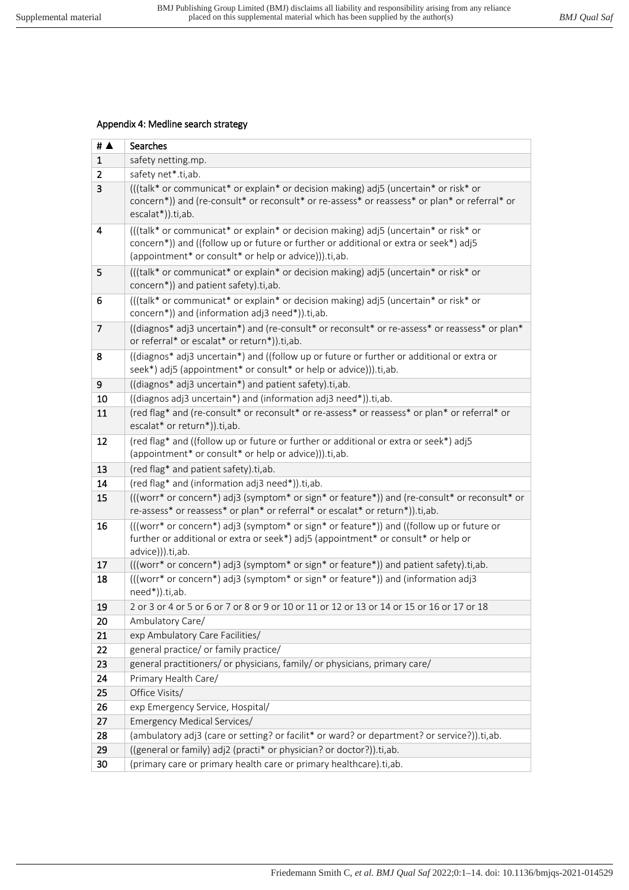### Appendix 4: Medline search strategy

| # ▲ | Searches |
|---|---|
| 1 | safety netting.mp. |
| 2 | safety net*.ti,ab. |
| 3 | (((talk* or communicat* or explain* or decision making) adj5 (uncertain* or risk* or concern*)) and (re-consult* or reconsult* or re-assess* or reassess* or plan* or referral* or escalat*)).ti,ab. |
| 4 | (((talk* or communicat* or explain* or decision making) adj5 (uncertain* or risk* or concern*)) and ((follow up or future or further or additional or extra or seek*) adj5 (appointment* or consult* or help or advice))).ti,ab. |
| 5 | (((talk* or communicat* or explain* or decision making) adj5 (uncertain* or risk* or concern*)) and patient safety).ti,ab. |
| 6 | (((talk* or communicat* or explain* or decision making) adj5 (uncertain* or risk* or concern*)) and (information adj3 need*)).ti,ab. |
| 7 | ((diagnos* adj3 uncertain*) and (re-consult* or reconsult* or re-assess* or reassess* or plan* or referral* or escalat* or return*)).ti,ab. |
| 8 | ((diagnos* adj3 uncertain*) and ((follow up or future or further or additional or extra or seek*) adj5 (appointment* or consult* or help or advice))).ti,ab. |
| 9 | ((diagnos* adj3 uncertain*) and patient safety).ti,ab. |
| 10 | ((diagnos adj3 uncertain*) and (information adj3 need*)).ti,ab. |
| 11 | (red flag* and (re-consult* or reconsult* or re-assess* or reassess* or plan* or referral* or escalat* or return*)).ti,ab. |
| 12 | (red flag* and ((follow up or future or further or additional or extra or seek*) adj5 (appointment* or consult* or help or advice))).ti,ab. |
| 13 | (red flag* and patient safety).ti,ab. |
| 14 | (red flag* and (information adj3 need*)).ti,ab. |
| 15 | (((worr* or concern*) adj3 (symptom* or sign* or feature*)) and (re-consult* or reconsult* or re-assess* or reassess* or plan* or referral* or escalat* or return*)).ti,ab. |
| 16 | (((worr* or concern*) adj3 (symptom* or sign* or feature*)) and ((follow up or future or further or additional or extra or seek*) adj5 (appointment* or consult* or help or advice))).ti,ab. |
| 17 | (((worr* or concern*) adj3 (symptom* or sign* or feature*)) and patient safety).ti,ab. |
| 18 | (((worr* or concern*) adj3 (symptom* or sign* or feature*)) and (information adj3 need*)).ti,ab. |
| 19 | 2 or 3 or 4 or 5 or 6 or 7 or 8 or 9 or 10 or 11 or 12 or 13 or 14 or 15 or 16 or 17 or 18 |
| 20 | Ambulatory Care/ |
| 21 | exp Ambulatory Care Facilities/ |
| 22 | general practice/ or family practice/ |
| 23 | general practitioners/ or physicians, family/ or physicians, primary care/ |
| 24 | Primary Health Care/ |
| 25 | Office Visits/ |
| 26 | exp Emergency Service, Hospital/ |
| 27 | Emergency Medical Services/ |
| 28 | (ambulatory adj3 (care or setting? or facilit* or ward? or department? or service?)).ti,ab. |
| 29 | ((general or family) adj2 (practi* or physician? or doctor?)).ti,ab. |
| 30 | (primary care or primary health care or primary healthcare).ti,ab. |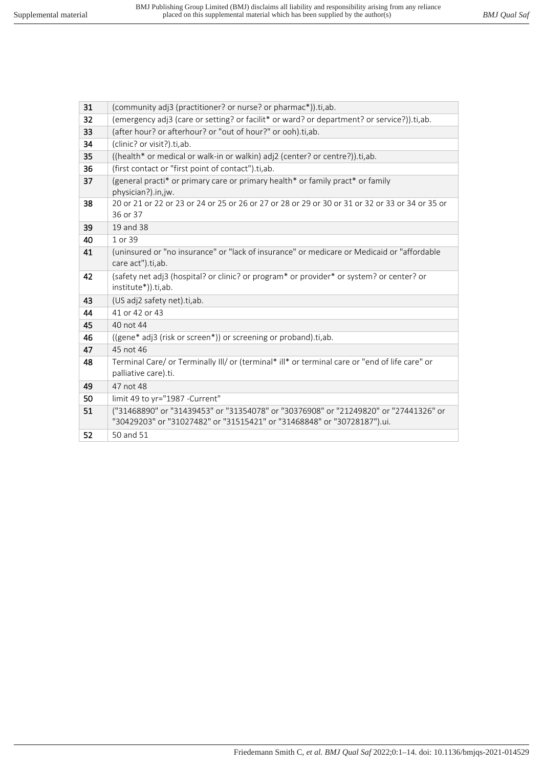| | |
|---|---|
| 31 | (community adj3 (practitioner? or nurse? or pharmac*)).ti,ab. |
| 32 | (emergency adj3 (care or setting? or facilit* or ward? or department? or service?)).ti,ab. |
| 33 | (after hour? or afterhour? or "out of hour?" or ooh).ti,ab. |
| 34 | (clinic? or visit?).ti,ab. |
| 35 | ((health* or medical or walk-in or walkin) adj2 (center? or centre?)).ti,ab. |
| 36 | (first contact or "first point of contact").ti,ab. |
| 37 | (general practi* or primary care or primary health* or family pract* or family physician?).in,jw. |
| 38 | 20 or 21 or 22 or 23 or 24 or 25 or 26 or 27 or 28 or 29 or 30 or 31 or 32 or 33 or 34 or 35 or 36 or 37 |
| 39 | 19 and 38 |
| 40 | 1 or 39 |
| 41 | (uninsured or "no insurance" or "lack of insurance" or medicare or Medicaid or "affordable care act").ti,ab. |
| 42 | (safety net adj3 (hospital? or clinic? or program* or provider* or system? or center? or institute*)).ti,ab. |
| 43 | (US adj2 safety net).ti,ab. |
| 44 | 41 or 42 or 43 |
| 45 | 40 not 44 |
| 46 | ((gene* adj3 (risk or screen*)) or screening or proband).ti,ab. |
| 47 | 45 not 46 |
| 48 | Terminal Care/ or Terminally Ill/ or (terminal* ill* or terminal care or "end of life care" or palliative care).ti. |
| 49 | 47 not 48 |
| 50 | limit 49 to yr="1987 -Current" |
| 51 | ("31468890" or "31439453" or "31354078" or "30376908" or "21249820" or "27441326" or "30429203" or "31027482" or "31515421" or "31468848" or "30728187").ui. |
| 52 | 50 and 51 |